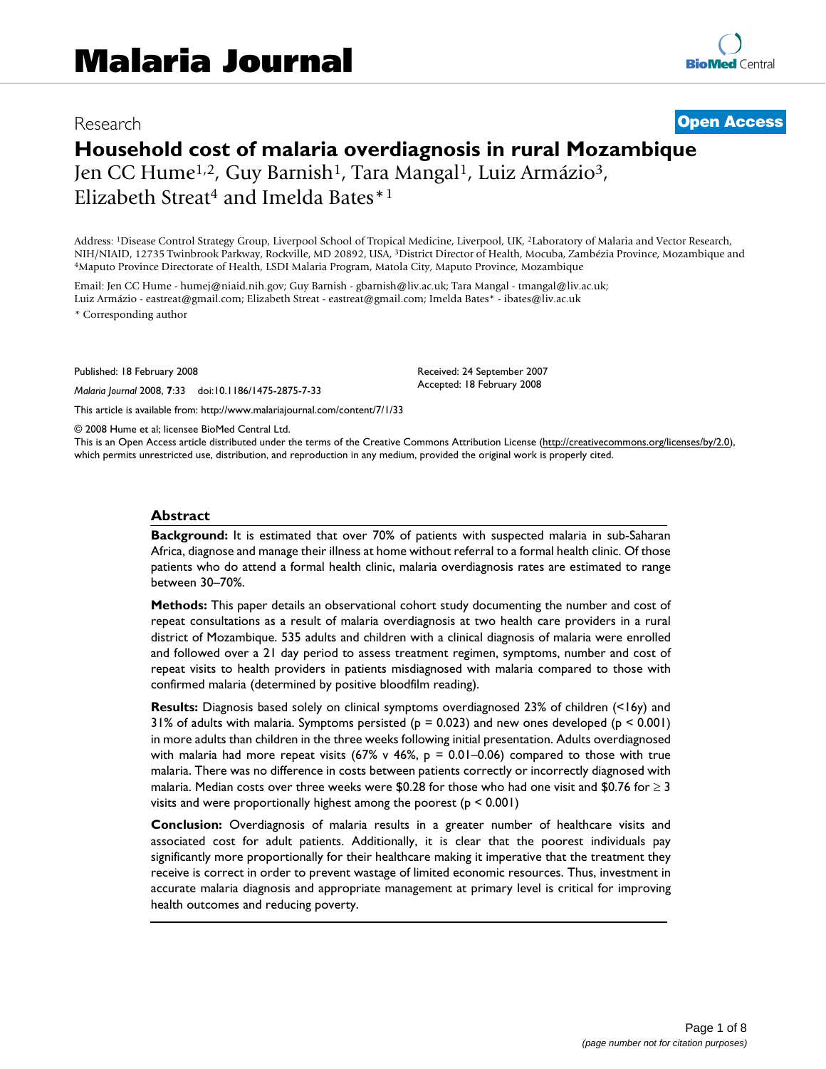# Malaria Journal

Research **Open Access**

# Household cost of malaria overdiagnosis in rural Mozambique

Jen CC Hume[1,2], Guy Barnish[1], Tara Mangal[1], Luiz Armázio[3], Elizabeth Streat[4] and Imelda Bates*[1]

Address: [1]Disease Control Strategy Group, Liverpool School of Tropical Medicine, Liverpool, UK, [2]Laboratory of Malaria and Vector Research, NIH/NIAID, 12735 Twinbrook Parkway, Rockville, MD 20892, USA, [3]District Director of Health, Mocuba, Zambézia Province, Mozambique and [4]Maputo Province Directorate of Health, LSDI Malaria Program, Matola City, Maputo Province, Mozambique

Email: Jen CC Hume - humej@niaid.nih.gov; Guy Barnish - gbarnish@liv.ac.uk; Tara Mangal - tmangal@liv.ac.uk; Luiz Armázio - eastreat@gmail.com; Elizabeth Streat - eastreat@gmail.com; Imelda Bates* - ibates@liv.ac.uk

* Corresponding author

Published: 18 February 2008

*Malaria Journal* 2008, **7**:33 doi:10.1186/1475-2875-7-33

Received: 24 September 2007
Accepted: 18 February 2008

This article is available from: http://www.malariajournal.com/content/7/1/33

© 2008 Hume et al; licensee BioMed Central Ltd.
This is an Open Access article distributed under the terms of the Creative Commons Attribution License (http://creativecommons.org/licenses/by/2.0), which permits unrestricted use, distribution, and reproduction in any medium, provided the original work is properly cited.

## Abstract

**Background:** It is estimated that over 70% of patients with suspected malaria in sub-Saharan Africa, diagnose and manage their illness at home without referral to a formal health clinic. Of those patients who do attend a formal health clinic, malaria overdiagnosis rates are estimated to range between 30–70%.

**Methods:** This paper details an observational cohort study documenting the number and cost of repeat consultations as a result of malaria overdiagnosis at two health care providers in a rural district of Mozambique. 535 adults and children with a clinical diagnosis of malaria were enrolled and followed over a 21 day period to assess treatment regimen, symptoms, number and cost of repeat visits to health providers in patients misdiagnosed with malaria compared to those with confirmed malaria (determined by positive bloodfilm reading).

**Results:** Diagnosis based solely on clinical symptoms overdiagnosed 23% of children (<16y) and 31% of adults with malaria. Symptoms persisted ($p = 0.023$) and new ones developed ($p < 0.001$) in more adults than children in the three weeks following initial presentation. Adults overdiagnosed with malaria had more repeat visits (67% v 46%, $p = 0.01–0.06$) compared to those with true malaria. There was no difference in costs between patients correctly or incorrectly diagnosed with malaria. Median costs over three weeks were \$0.28 for those who had one visit and \$0.76 for ≥ 3 visits and were proportionally highest among the poorest ($p < 0.001$)

**Conclusion:** Overdiagnosis of malaria results in a greater number of healthcare visits and associated cost for adult patients. Additionally, it is clear that the poorest individuals pay significantly more proportionally for their healthcare making it imperative that the treatment they receive is correct in order to prevent wastage of limited economic resources. Thus, investment in accurate malaria diagnosis and appropriate management at primary level is critical for improving health outcomes and reducing poverty.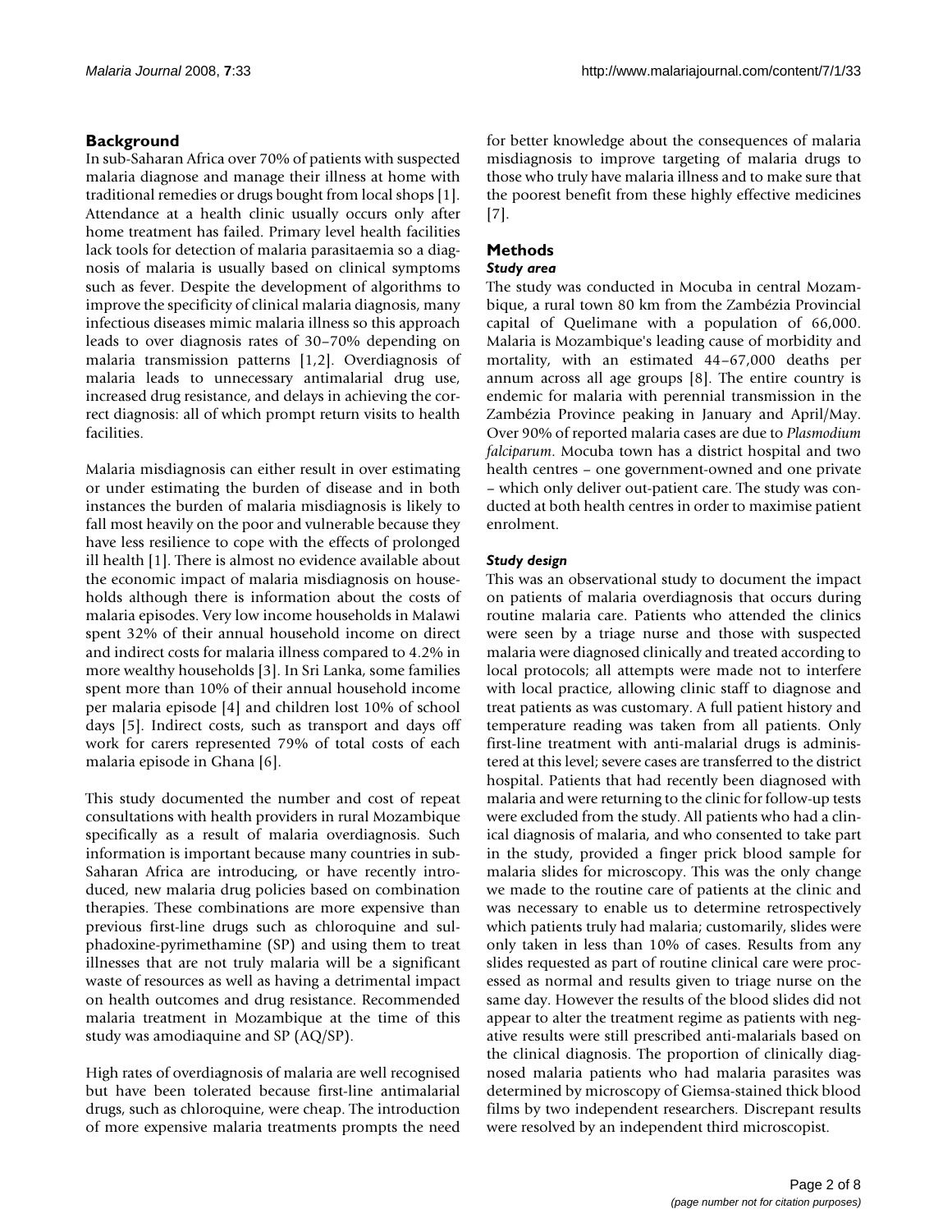## Background

In sub-Saharan Africa over 70% of patients with suspected malaria diagnose and manage their illness at home with traditional remedies or drugs bought from local shops [1]. Attendance at a health clinic usually occurs only after home treatment has failed. Primary level health facilities lack tools for detection of malaria parasitaemia so a diagnosis of malaria is usually based on clinical symptoms such as fever. Despite the development of algorithms to improve the specificity of clinical malaria diagnosis, many infectious diseases mimic malaria illness so this approach leads to over diagnosis rates of 30–70% depending on malaria transmission patterns [1,2]. Overdiagnosis of malaria leads to unnecessary antimalarial drug use, increased drug resistance, and delays in achieving the correct diagnosis: all of which prompt return visits to health facilities.

Malaria misdiagnosis can either result in over estimating or under estimating the burden of disease and in both instances the burden of malaria misdiagnosis is likely to fall most heavily on the poor and vulnerable because they have less resilience to cope with the effects of prolonged ill health [1]. There is almost no evidence available about the economic impact of malaria misdiagnosis on households although there is information about the costs of malaria episodes. Very low income households in Malawi spent 32% of their annual household income on direct and indirect costs for malaria illness compared to 4.2% in more wealthy households [3]. In Sri Lanka, some families spent more than 10% of their annual household income per malaria episode [4] and children lost 10% of school days [5]. Indirect costs, such as transport and days off work for carers represented 79% of total costs of each malaria episode in Ghana [6].

This study documented the number and cost of repeat consultations with health providers in rural Mozambique specifically as a result of malaria overdiagnosis. Such information is important because many countries in sub-Saharan Africa are introducing, or have recently introduced, new malaria drug policies based on combination therapies. These combinations are more expensive than previous first-line drugs such as chloroquine and sulphadoxine-pyrimethamine (SP) and using them to treat illnesses that are not truly malaria will be a significant waste of resources as well as having a detrimental impact on health outcomes and drug resistance. Recommended malaria treatment in Mozambique at the time of this study was amodiaquine and SP (AQ/SP).

High rates of overdiagnosis of malaria are well recognised but have been tolerated because first-line antimalarial drugs, such as chloroquine, were cheap. The introduction of more expensive malaria treatments prompts the need for better knowledge about the consequences of malaria misdiagnosis to improve targeting of malaria drugs to those who truly have malaria illness and to make sure that the poorest benefit from these highly effective medicines [7].

## Methods

### *Study area*

The study was conducted in Mocuba in central Mozambique, a rural town 80 km from the Zambézia Provincial capital of Quelimane with a population of 66,000. Malaria is Mozambique's leading cause of morbidity and mortality, with an estimated 44–67,000 deaths per annum across all age groups [8]. The entire country is endemic for malaria with perennial transmission in the Zambézia Province peaking in January and April/May. Over 90% of reported malaria cases are due to *Plasmodium falciparum*. Mocuba town has a district hospital and two health centres – one government-owned and one private – which only deliver out-patient care. The study was conducted at both health centres in order to maximise patient enrolment.

### *Study design*

This was an observational study to document the impact on patients of malaria overdiagnosis that occurs during routine malaria care. Patients who attended the clinics were seen by a triage nurse and those with suspected malaria were diagnosed clinically and treated according to local protocols; all attempts were made not to interfere with local practice, allowing clinic staff to diagnose and treat patients as was customary. A full patient history and temperature reading was taken from all patients. Only first-line treatment with anti-malarial drugs is administered at this level; severe cases are transferred to the district hospital. Patients that had recently been diagnosed with malaria and were returning to the clinic for follow-up tests were excluded from the study. All patients who had a clinical diagnosis of malaria, and who consented to take part in the study, provided a finger prick blood sample for malaria slides for microscopy. This was the only change we made to the routine care of patients at the clinic and was necessary to enable us to determine retrospectively which patients truly had malaria; customarily, slides were only taken in less than 10% of cases. Results from any slides requested as part of routine clinical care were processed as normal and results given to triage nurse on the same day. However the results of the blood slides did not appear to alter the treatment regime as patients with negative results were still prescribed anti-malarials based on the clinical diagnosis. The proportion of clinically diagnosed malaria patients who had malaria parasites was determined by microscopy of Giemsa-stained thick blood films by two independent researchers. Discrepant results were resolved by an independent third microscopist.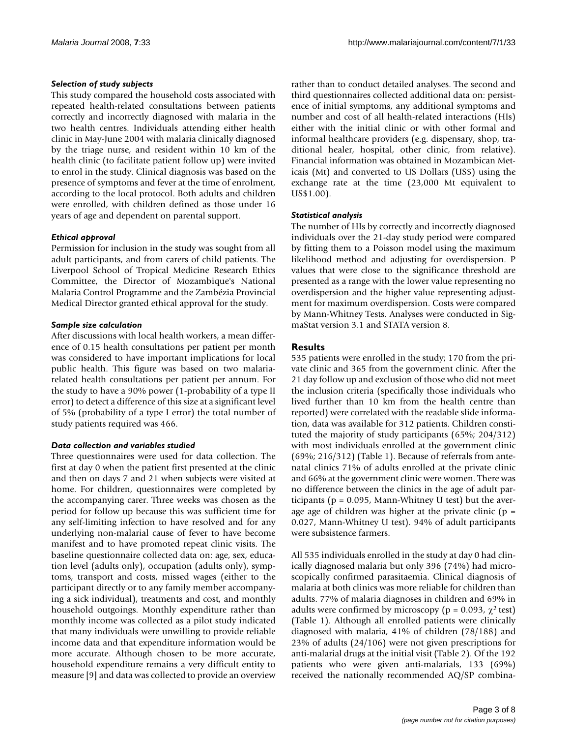### *Selection of study subjects*

This study compared the household costs associated with repeated health-related consultations between patients correctly and incorrectly diagnosed with malaria in the two health centres. Individuals attending either health clinic in May-June 2004 with malaria clinically diagnosed by the triage nurse, and resident within 10 km of the health clinic (to facilitate patient follow up) were invited to enrol in the study. Clinical diagnosis was based on the presence of symptoms and fever at the time of enrolment, according to the local protocol. Both adults and children were enrolled, with children defined as those under 16 years of age and dependent on parental support.

### *Ethical approval*

Permission for inclusion in the study was sought from all adult participants, and from carers of child patients. The Liverpool School of Tropical Medicine Research Ethics Committee, the Director of Mozambique's National Malaria Control Programme and the Zambézia Provincial Medical Director granted ethical approval for the study.

### *Sample size calculation*

After discussions with local health workers, a mean difference of 0.15 health consultations per patient per month was considered to have important implications for local public health. This figure was based on two malaria-related health consultations per patient per annum. For the study to have a 90% power (1-probability of a type II error) to detect a difference of this size at a significant level of 5% (probability of a type I error) the total number of study patients required was 466.

### *Data collection and variables studied*

Three questionnaires were used for data collection. The first at day 0 when the patient first presented at the clinic and then on days 7 and 21 when subjects were visited at home. For children, questionnaires were completed by the accompanying carer. Three weeks was chosen as the period for follow up because this was sufficient time for any self-limiting infection to have resolved and for any underlying non-malarial cause of fever to have become manifest and to have promoted repeat clinic visits. The baseline questionnaire collected data on: age, sex, education level (adults only), occupation (adults only), symptoms, transport and costs, missed wages (either to the participant directly or to any family member accompanying a sick individual), treatments and cost, and monthly household outgoings. Monthly expenditure rather than monthly income was collected as a pilot study indicated that many individuals were unwilling to provide reliable income data and that expenditure information would be more accurate. Although chosen to be more accurate, household expenditure remains a very difficult entity to measure [9] and data was collected to provide an overview rather than to conduct detailed analyses. The second and third questionnaires collected additional data on: persistence of initial symptoms, any additional symptoms and number and cost of all health-related interactions (HIs) either with the initial clinic or with other formal and informal healthcare providers (e.g. dispensary, shop, traditional healer, hospital, other clinic, from relative). Financial information was obtained in Mozambican Meticais (Mt) and converted to US Dollars (US$) using the exchange rate at the time (23,000 Mt equivalent to US$1.00).

### *Statistical analysis*

The number of HIs by correctly and incorrectly diagnosed individuals over the 21-day study period were compared by fitting them to a Poisson model using the maximum likelihood method and adjusting for overdispersion. P values that were close to the significance threshold are presented as a range with the lower value representing no overdispersion and the higher value representing adjustment for maximum overdispersion. Costs were compared by Mann-Whitney Tests. Analyses were conducted in SigmaStat version 3.1 and STATA version 8.

## Results

535 patients were enrolled in the study; 170 from the private clinic and 365 from the government clinic. After the 21 day follow up and exclusion of those who did not meet the inclusion criteria (specifically those individuals who lived further than 10 km from the health centre than reported) were correlated with the readable slide information, data was available for 312 patients. Children constituted the majority of study participants (65%; 204/312) with most individuals enrolled at the government clinic (69%; 216/312) (Table 1). Because of referrals from antenatal clinics 71% of adults enrolled at the private clinic and 66% at the government clinic were women. There was no difference between the clinics in the age of adult participants ($p = 0.095$, Mann-Whitney U test) but the average age of children was higher at the private clinic ($p = 0.027$, Mann-Whitney U test). 94% of adult participants were subsistence farmers.

All 535 individuals enrolled in the study at day 0 had clinically diagnosed malaria but only 396 (74%) had microscopically confirmed parasitaemia. Clinical diagnosis of malaria at both clinics was more reliable for children than adults. 77% of malaria diagnoses in children and 69% in adults were confirmed by microscopy ($p = 0.093$, $\chi^2$ test) (Table 1). Although all enrolled patients were clinically diagnosed with malaria, 41% of children (78/188) and 23% of adults (24/106) were not given prescriptions for anti-malarial drugs at the initial visit (Table 2). Of the 192 patients who were given anti-malarials, 133 (69%) received the nationally recommended AQ/SP combina-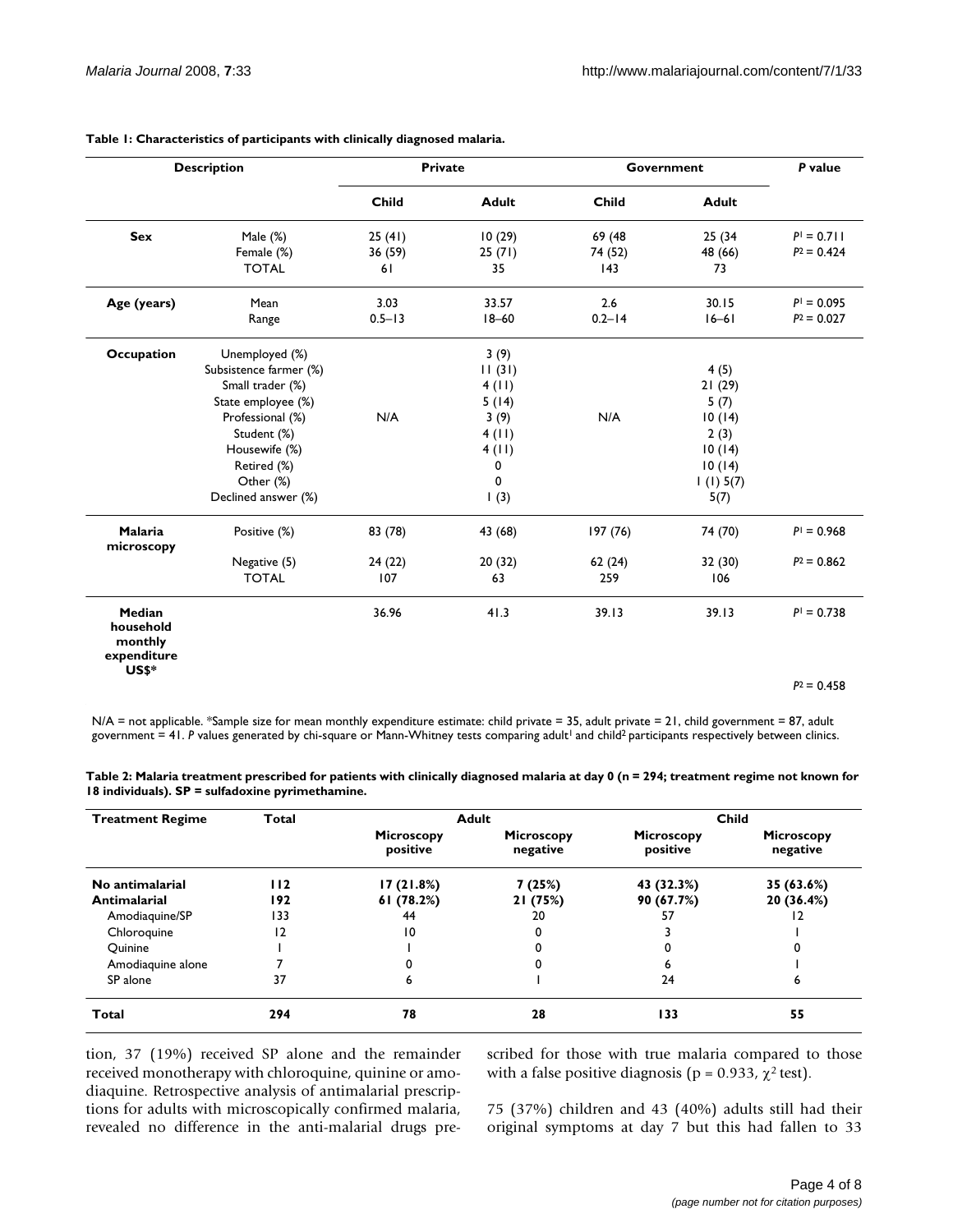**Table 1: Characteristics of participants with clinically diagnosed malaria.**

| Description | | Private | | Government | | P value |
|---|---|---|---|---|---|---|
| | | Child | Adult | Child | Adult | |
| **Sex** | Male (%) | 25 (41) | 10 (29) | 69 (48 | 25 (34 | $P^1 = 0.711$ |
| | Female (%) | 36 (59) | 25 (71) | 74 (52) | 48 (66) | $P^2 = 0.424$ |
| | TOTAL | 61 | 35 | 143 | 73 | |
| **Age (years)** | Mean | 3.03 | 33.57 | 2.6 | 30.15 | $P^1 = 0.095$ |
| | Range | 0.5–13 | 18–60 | 0.2–14 | 16–61 | $P^2 = 0.027$ |
| **Occupation** | Unemployed (%) | N/A | 3 (9) | N/A | | |
| | Subsistence farmer (%) | | 11 (31) | | 4 (5) | |
| | Small trader (%) | | 4 (11) | | 21 (29) | |
| | State employee (%) | | 5 (14) | | 5 (7) | |
| | Professional (%) | | 3 (9) | | 10 (14) | |
| | Student (%) | | 4 (11) | | 2 (3) | |
| | Housewife (%) | | 4 (11) | | 10 (14) | |
| | Retired (%) | | 0 | | 10 (14) | |
| | Other (%) | | 0 | | 1 (1) 5(7) | |
| | Declined answer (%) | | 1 (3) | | 5(7) | |
| **Malaria microscopy** | Positive (%) | 83 (78) | 43 (68) | 197 (76) | 74 (70) | $P^1 = 0.968$ |
| | Negative (5) | 24 (22) | 20 (32) | 62 (24) | 32 (30) | $P^2 = 0.862$ |
| | TOTAL | 107 | 63 | 259 | 106 | |
| **Median household monthly expenditure US$*** | | 36.96 | 41.3 | 39.13 | 39.13 | $P^1 = 0.738$ |
| | | | | | | $P^2 = 0.458$ |

N/A = not applicable. *Sample size for mean monthly expenditure estimate: child private = 35, adult private = 21, child government = 87, adult government = 41. *P* values generated by chi-square or Mann-Whitney tests comparing adult[1] and child[2] participants respectively between clinics.

**Table 2: Malaria treatment prescribed for patients with clinically diagnosed malaria at day 0 (n = 294; treatment regime not known for 18 individuals). SP = sulfadoxine pyrimethamine.**

| Treatment Regime | Total | Adult | | Child | |
|---|---|---|---|---|---|
| | | Microscopy positive | Microscopy negative | Microscopy positive | Microscopy negative |
| **No antimalarial** | **112** | **17 (21.8%)** | **7 (25%)** | **43 (32.3%)** | **35 (63.6%)** |
| **Antimalarial** | **192** | **61 (78.2%)** | **21 (75%)** | **90 (67.7%)** | **20 (36.4%)** |
| Amodiaquine/SP | 133 | 44 | 20 | 57 | 12 |
| Chloroquine | 12 | 10 | 0 | 3 | 1 |
| Quinine | 1 | 1 | 0 | 0 | 0 |
| Amodiaquine alone | 7 | 0 | 0 | 6 | 1 |
| SP alone | 37 | 6 | 1 | 24 | 6 |
| **Total** | **294** | **78** | **28** | **133** | **55** |

tion, 37 (19%) received SP alone and the remainder received monotherapy with chloroquine, quinine or amodiaquine. Retrospective analysis of antimalarial prescriptions for adults with microscopically confirmed malaria, revealed no difference in the anti-malarial drugs prescribed for those with true malaria compared to those with a false positive diagnosis ($p = 0.933$, $\chi^2$ test).

75 (37%) children and 43 (40%) adults still had their original symptoms at day 7 but this had fallen to 33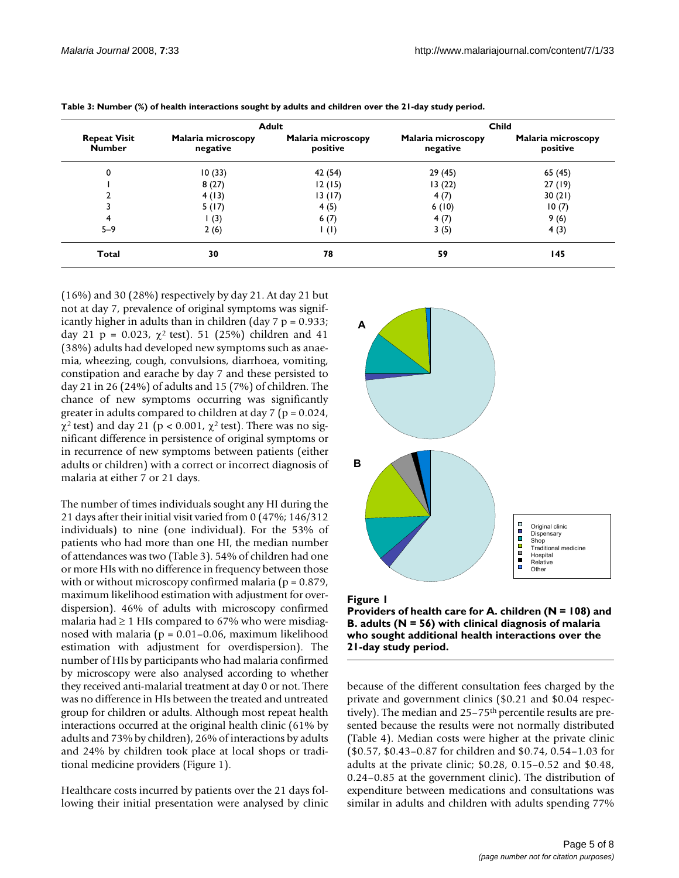**Table 3: Number (%) of health interactions sought by adults and children over the 21-day study period.**

| Repeat Visit Number | Adult | | Child | |
|---|---|---|---|---|
| | Malaria microscopy negative | Malaria microscopy positive | Malaria microscopy negative | Malaria microscopy positive |
| 0 | 10 (33) | 42 (54) | 29 (45) | 65 (45) |
| 1 | 8 (27) | 12 (15) | 13 (22) | 27 (19) |
| 2 | 4 (13) | 13 (17) | 4 (7) | 30 (21) |
| 3 | 5 (17) | 4 (5) | 6 (10) | 10 (7) |
| 4 | 1 (3) | 6 (7) | 4 (7) | 9 (6) |
| 5–9 | 2 (6) | 1 (1) | 3 (5) | 4 (3) |
| **Total** | **30** | **78** | **59** | **145** |

(16%) and 30 (28%) respectively by day 21. At day 21 but not at day 7, prevalence of original symptoms was significantly higher in adults than in children (day 7 $p = 0.933$; day 21 $p = 0.023$, $\chi^2$ test). 51 (25%) children and 41 (38%) adults had developed new symptoms such as anaemia, wheezing, cough, convulsions, diarrhoea, vomiting, constipation and earache by day 7 and these persisted to day 21 in 26 (24%) of adults and 15 (7%) of children. The chance of new symptoms occurring was significantly greater in adults compared to children at day 7 ($p = 0.024$, $\chi^2$ test) and day 21 ($p < 0.001$, $\chi^2$ test). There was no significant difference in persistence of original symptoms or in recurrence of new symptoms between patients (either adults or children) with a correct or incorrect diagnosis of malaria at either 7 or 21 days.

The number of times individuals sought any HI during the 21 days after their initial visit varied from 0 (47%; 146/312 individuals) to nine (one individual). For the 53% of patients who had more than one HI, the median number of attendances was two (Table 3). 54% of children had one or more HIs with no difference in frequency between those with or without microscopy confirmed malaria ($p = 0.879$, maximum likelihood estimation with adjustment for overdispersion). 46% of adults with microscopy confirmed malaria had ≥ 1 HIs compared to 67% who were misdiagnosed with malaria ($p = 0.01–0.06$, maximum likelihood estimation with adjustment for overdispersion). The number of HIs by participants who had malaria confirmed by microscopy were also analysed according to whether they received anti-malarial treatment at day 0 or not. There was no difference in HIs between the treated and untreated group for children or adults. Although most repeat health interactions occurred at the original health clinic (61% by adults and 73% by children), 26% of interactions by adults and 24% by children took place at local shops or traditional medicine providers (Figure 1).

Healthcare costs incurred by patients over the 21 days following their initial presentation were analysed by clinic because of the different consultation fees charged by the private and government clinics ($0.21 and $0.04 respectively). The median and 25–75th percentile results are presented because the results were not normally distributed (Table 4). Median costs were higher at the private clinic ($0.57, $0.43–0.87 for children and $0.74, 0.54–1.03 for adults at the private clinic; $0.28, 0.15–0.52 and $0.48, 0.24–0.85 at the government clinic). The distribution of expenditure between medications and consultations was similar in adults and children with adults spending 77%

**Figure 1**
**Providers of health care for A. children (N = 108) and B. adults (N = 56) with clinical diagnosis of malaria who sought additional health interactions over the 21-day study period.**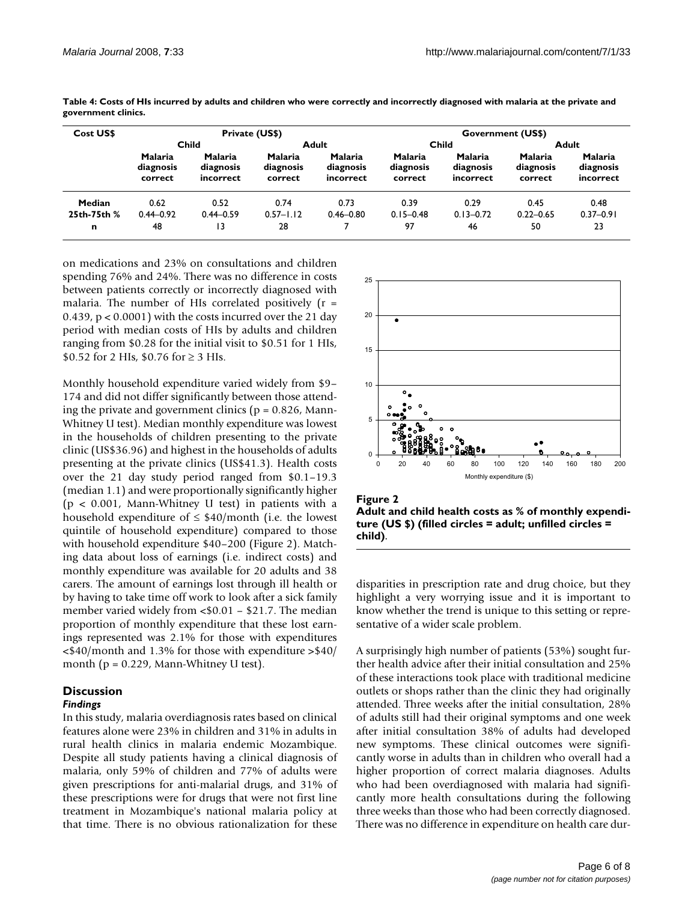**Table 4: Costs of HIs incurred by adults and children who were correctly and incorrectly diagnosed with malaria at the private and government clinics.**

| Cost US$ | Private (US$) | | | | Government (US$) | | | |
|---|---|---|---|---|---|---|---|---|
| | Child | | Adult | | Child | | Adult | |
| | Malaria diagnosis correct | Malaria diagnosis incorrect | Malaria diagnosis correct | Malaria diagnosis incorrect | Malaria diagnosis correct | Malaria diagnosis incorrect | Malaria diagnosis correct | Malaria diagnosis incorrect |
| **Median** | 0.62 | 0.52 | 0.74 | 0.73 | 0.39 | 0.29 | 0.45 | 0.48 |
| **25th-75th %** | 0.44–0.92 | 0.44–0.59 | 0.57–1.12 | 0.46–0.80 | 0.15–0.48 | 0.13–0.72 | 0.22–0.65 | 0.37–0.91 |
| **n** | 48 | 13 | 28 | 7 | 97 | 46 | 50 | 23 |

on medications and 23% on consultations and children spending 76% and 24%. There was no difference in costs between patients correctly or incorrectly diagnosed with malaria. The number of HIs correlated positively ($r = 0.439$, $p < 0.0001$) with the costs incurred over the 21 day period with median costs of HIs by adults and children ranging from $0.28 for the initial visit to $0.51 for 1 HIs, $0.52 for 2 HIs, $0.76 for ≥ 3 HIs.

Monthly household expenditure varied widely from $9–174 and did not differ significantly between those attending the private and government clinics ($p = 0.826$, Mann-Whitney U test). Median monthly expenditure was lowest in the households of children presenting to the private clinic (US$36.96) and highest in the households of adults presenting at the private clinics (US$41.3). Health costs over the 21 day study period ranged from $0.1–19.3 (median 1.1) and were proportionally significantly higher ($p < 0.001$, Mann-Whitney U test) in patients with a household expenditure of ≤ $40/month (i.e. the lowest quintile of household expenditure) compared to those with household expenditure $40–200 (Figure 2). Matching data about loss of earnings (i.e. indirect costs) and monthly expenditure was available for 20 adults and 38 carers. The amount of earnings lost through ill health or by having to take time off work to look after a sick family member varied widely from <$0.01 – $21.7. The median proportion of monthly expenditure that these lost earnings represented was 2.1% for those with expenditures <$40/month and 1.3% for those with expenditure >$40/month ($p = 0.229$, Mann-Whitney U test).

**Figure 2**
**Adult and child health costs as % of monthly expenditure (US $) (filled circles = adult; unfilled circles = child).**

## Discussion

### *Findings*

In this study, malaria overdiagnosis rates based on clinical features alone were 23% in children and 31% in adults in rural health clinics in malaria endemic Mozambique. Despite all study patients having a clinical diagnosis of malaria, only 59% of children and 77% of adults were given prescriptions for anti-malarial drugs, and 31% of these prescriptions were for drugs that were not first line treatment in Mozambique's national malaria policy at that time. There is no obvious rationalization for these disparities in prescription rate and drug choice, but they highlight a very worrying issue and it is important to know whether the trend is unique to this setting or representative of a wider scale problem.

A surprisingly high number of patients (53%) sought further health advice after their initial consultation and 25% of these interactions took place with traditional medicine outlets or shops rather than the clinic they had originally attended. Three weeks after the initial consultation, 28% of adults still had their original symptoms and one week after initial consultation 38% of adults had developed new symptoms. These clinical outcomes were significantly worse in adults than in children who overall had a higher proportion of correct malaria diagnoses. Adults who had been overdiagnosed with malaria had significantly more health consultations during the following three weeks than those who had been correctly diagnosed. There was no difference in expenditure on health care dur-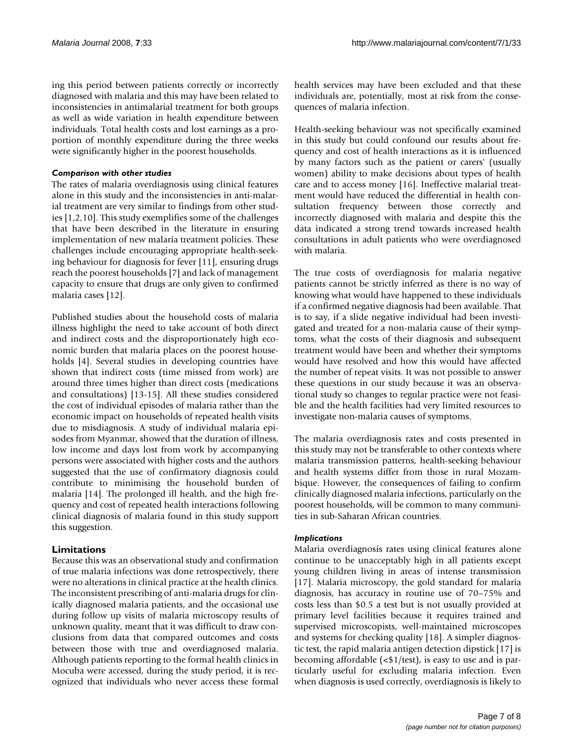ing this period between patients correctly or incorrectly diagnosed with malaria and this may have been related to inconsistencies in antimalarial treatment for both groups as well as wide variation in health expenditure between individuals. Total health costs and lost earnings as a proportion of monthly expenditure during the three weeks were significantly higher in the poorest households.

### *Comparison with other studies*

The rates of malaria overdiagnosis using clinical features alone in this study and the inconsistencies in anti-malarial treatment are very similar to findings from other studies [1,2,10]. This study exemplifies some of the challenges that have been described in the literature in ensuring implementation of new malaria treatment policies. These challenges include encouraging appropriate health-seeking behaviour for diagnosis for fever [11], ensuring drugs reach the poorest households [7] and lack of management capacity to ensure that drugs are only given to confirmed malaria cases [12].

Published studies about the household costs of malaria illness highlight the need to take account of both direct and indirect costs and the disproportionately high economic burden that malaria places on the poorest households [4]. Several studies in developing countries have shown that indirect costs (time missed from work) are around three times higher than direct costs (medications and consultations) [13-15]. All these studies considered the cost of individual episodes of malaria rather than the economic impact on households of repeated health visits due to misdiagnosis. A study of individual malaria episodes from Myanmar, showed that the duration of illness, low income and days lost from work by accompanying persons were associated with higher costs and the authors suggested that the use of confirmatory diagnosis could contribute to minimising the household burden of malaria [14]. The prolonged ill health, and the high frequency and cost of repeated health interactions following clinical diagnosis of malaria found in this study support this suggestion.

## Limitations

Because this was an observational study and confirmation of true malaria infections was done retrospectively, there were no alterations in clinical practice at the health clinics. The inconsistent prescribing of anti-malaria drugs for clinically diagnosed malaria patients, and the occasional use during follow up visits of malaria microscopy results of unknown quality, meant that it was difficult to draw conclusions from data that compared outcomes and costs between those with true and overdiagnosed malaria. Although patients reporting to the formal health clinics in Mocuba were accessed, during the study period, it is recognized that individuals who never access these formal health services may have been excluded and that these individuals are, potentially, most at risk from the consequences of malaria infection.

Health-seeking behaviour was not specifically examined in this study but could confound our results about frequency and cost of health interactions as it is influenced by many factors such as the patient or carers' (usually women) ability to make decisions about types of health care and to access money [16]. Ineffective malarial treatment would have reduced the differential in health consultation frequency between those correctly and incorrectly diagnosed with malaria and despite this the data indicated a strong trend towards increased health consultations in adult patients who were overdiagnosed with malaria.

The true costs of overdiagnosis for malaria negative patients cannot be strictly inferred as there is no way of knowing what would have happened to these individuals if a confirmed negative diagnosis had been available. That is to say, if a slide negative individual had been investigated and treated for a non-malaria cause of their symptoms, what the costs of their diagnosis and subsequent treatment would have been and whether their symptoms would have resolved and how this would have affected the number of repeat visits. It was not possible to answer these questions in our study because it was an observational study so changes to regular practice were not feasible and the health facilities had very limited resources to investigate non-malaria causes of symptoms.

The malaria overdiagnosis rates and costs presented in this study may not be transferable to other contexts where malaria transmission patterns, health-seeking behaviour and health systems differ from those in rural Mozambique. However, the consequences of failing to confirm clinically diagnosed malaria infections, particularly on the poorest households, will be common to many communities in sub-Saharan African countries.

### *Implications*

Malaria overdiagnosis rates using clinical features alone continue to be unacceptably high in all patients except young children living in areas of intense transmission [17]. Malaria microscopy, the gold standard for malaria diagnosis, has accuracy in routine use of 70–75% and costs less than $0.5 a test but is not usually provided at primary level facilities because it requires trained and supervised microscopists, well-maintained microscopes and systems for checking quality [18]. A simpler diagnostic test, the rapid malaria antigen detection dipstick [17] is becoming affordable (<$1/test), is easy to use and is particularly useful for excluding malaria infection. Even when diagnosis is used correctly, overdiagnosis is likely to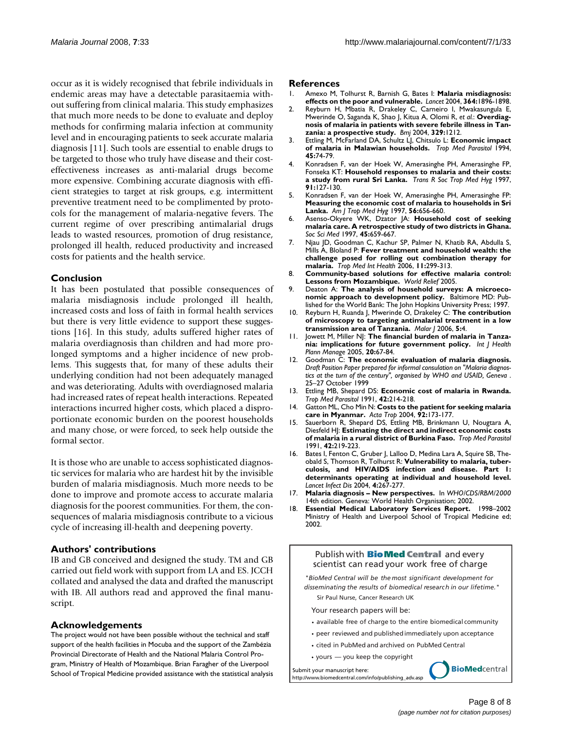occur as it is widely recognised that febrile individuals in endemic areas may have a detectable parasitaemia without suffering from clinical malaria. This study emphasizes that much more needs to be done to evaluate and deploy methods for confirming malaria infection at community level and in encouraging patients to seek accurate malaria diagnosis [11]. Such tools are essential to enable drugs to be targeted to those who truly have disease and their cost-effectiveness increases as anti-malarial drugs become more expensive. Combining accurate diagnosis with efficient strategies to target at risk groups, e.g. intermittent preventive treatment need to be complimented by protocols for the management of malaria-negative fevers. The current regime of over prescribing antimalarial drugs leads to wasted resources, promotion of drug resistance, prolonged ill health, reduced productivity and increased costs for patients and the health service.

## Conclusion

It has been postulated that possible consequences of malaria misdiagnosis include prolonged ill health, increased costs and loss of faith in formal health services but there is very little evidence to support these suggestions [16]. In this study, adults suffered higher rates of malaria overdiagnosis than children and had more prolonged symptoms and a higher incidence of new problems. This suggests that, for many of these adults their underlying condition had not been adequately managed and was deteriorating. Adults with overdiagnosed malaria had increased rates of repeat health interactions. Repeated interactions incurred higher costs, which placed a disproportionate economic burden on the poorest households and many chose, or were forced, to seek help outside the formal sector.

It is those who are unable to access sophisticated diagnostic services for malaria who are hardest hit by the invisible burden of malaria misdiagnosis. Much more needs to be done to improve and promote access to accurate malaria diagnosis for the poorest communities. For them, the consequences of malaria misdiagnosis contribute to a vicious cycle of increasing ill-health and deepening poverty.

## Authors' contributions

IB and GB conceived and designed the study. TM and GB carried out field work with support from LA and ES. JCCH collated and analysed the data and drafted the manuscript with IB. All authors read and approved the final manuscript.

## Acknowledgements

The project would not have been possible without the technical and staff support of the health facilities in Mocuba and the support of the Zambézia Provincial Directorate of Health and the National Malaria Control Program, Ministry of Health of Mozambique. Brian Faragher of the Liverpool School of Tropical Medicine provided assistance with the statistical analysis

## References

1. Amexo M, Tolhurst R, Barnish G, Bates I: **Malaria misdiagnosis: effects on the poor and vulnerable.** *Lancet* 2004, **364:**1896-1898.
2. Reyburn H, Mbatia R, Drakeley C, Carneiro I, Mwakasungula E, Mwerinde O, Saganda K, Shao J, Kitua A, Olomi R, *et al.*: **Overdiagnosis of malaria in patients with severe febrile illness in Tanzania: a prospective study.** *Bmj* 2004, **329:**1212.
3. Ettling M, McFarland DA, Schultz LJ, Chitsulo L: **Economic impact of malaria in Malawian households.** *Trop Med Parasitol* 1994, **45:**74-79.
4. Konradsen F, van der Hoek W, Amerasinghe PH, Amerasinghe FP, Fonseka KT: **Household responses to malaria and their costs: a study from rural Sri Lanka.** *Trans R Soc Trop Med Hyg* 1997, **91:**127-130.
5. Konradsen F, van der Hoek W, Amerasinghe PH, Amerasinghe FP: **Measuring the economic cost of malaria to households in Sri Lanka.** *Am J Trop Med Hyg* 1997, **56:**656-660.
6. Asenso-Okyere WK, Dzator JA: **Household cost of seeking malaria care. A retrospective study of two districts in Ghana.** *Soc Sci Med* 1997, **45:**659-667.
7. Njau JD, Goodman C, Kachur SP, Palmer N, Khatib RA, Abdulla S, Mills A, Bloland P: **Fever treatment and household wealth: the challenge posed for rolling out combination therapy for malaria.** *Trop Med Int Health* 2006, **11:**299-313.
8. **Community-based solutions for effective malaria control: Lessons from Mozambique.** *World Relief* 2005.
9. Deaton A: **The analysis of household surveys: A microeconomic approach to development policy.** Baltimore MD: Published for the World Bank: The John Hopkins University Press; 1997.
10. Reyburn H, Ruanda J, Mwerinde O, Drakeley C: **The contribution of microscopy to targeting antimalarial treatment in a low transmission area of Tanzania.** *Malar J* 2006, **5:**4.
11. Jowett M, Miller NJ: **The financial burden of malaria in Tanzania: implications for future government policy.** *Int J Health Plann Manage* 2005, **20:**67-84.
12. Goodman C: **The economic evaluation of malaria diagnosis.** *Draft Position Paper prepared for informal consulation on "Malaria diagnostics at the turn of the century", organised by WHO and USAID, Geneva* . 25–27 October 1999
13. Ettling MB, Shepard DS: **Economic cost of malaria in Rwanda.** *Trop Med Parasitol* 1991, **42:**214-218.
14. Gatton ML, Cho Min N: **Costs to the patient for seeking malaria care in Myanmar.** *Acta Trop* 2004, **92:**173-177.
15. Sauerborn R, Shepard DS, Ettling MB, Brinkmann U, Nougtara A, Diesfeld HJ: **Estimating the direct and indirect economic costs of malaria in a rural district of Burkina Faso.** *Trop Med Parasitol* 1991, **42:**219-223.
16. Bates I, Fenton C, Gruber J, Lalloo D, Medina Lara A, Squire SB, Theobald S, Thomson R, Tolhurst R: **Vulnerability to malaria, tuberculosis, and HIV/AIDS infection and disease. Part 1: determinants operating at individual and household level.** *Lancet Infect Dis* 2004, **4:**267-277.
17. **Malaria diagnosis – New perspectives.** In *WHO/CDS/RBM/2000* 14th edition. Geneva: World Health Organisation; 2002.
18. **Essential Medical Laboratory Services Report.** 1998–2002 Ministry of Health and Liverpool School of Tropical Medicine ed; 2002.

Publish with **BioMed Central** and every scientist can read your work free of charge

*"BioMed Central will be the most significant development for disseminating the results of biomedical research in our lifetime."*
Sir Paul Nurse, Cancer Research UK

Your research papers will be:

- available free of charge to the entire biomedical community
- peer reviewed and published immediately upon acceptance
- cited in PubMed and archived on PubMed Central
- yours — you keep the copyright

Submit your manuscript here:
http://www.biomedcentral.com/info/publishing_adv.asp

BioMedcentral